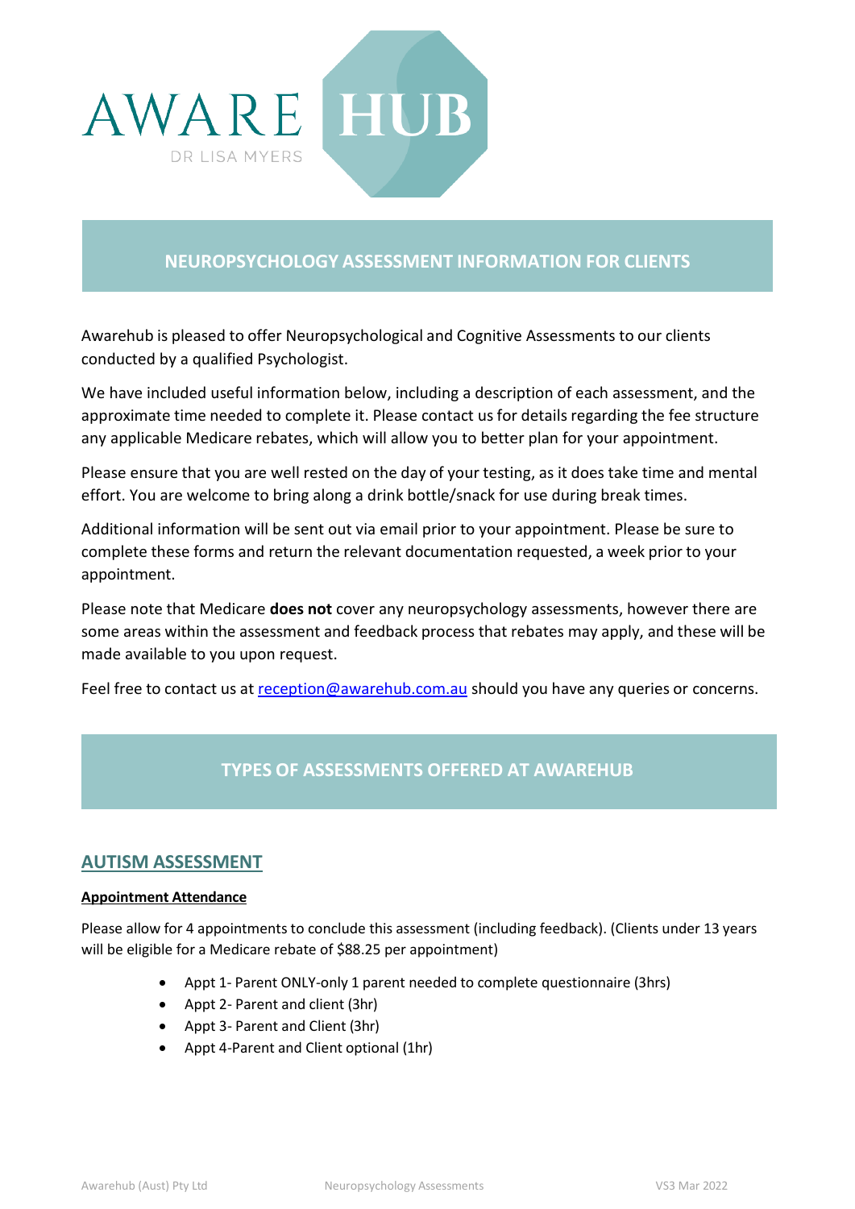AWARE HUB

DR LISA MYERS

## NEUROPSYCHOLOGY ASSESSMENT INFORMATION FOR CLIENTS

Awarehub is pleased to offer Neuropsychological and Cognitive Assessments to our clients conducted by a qualified Psychologist.

We have included useful information below, including a description of each assessment, and the approximate time needed to complete it. Please contact us for details regarding the fee structure any applicable Medicare rebates, which will allow you to better plan for your appointment.

Please ensure that you are well rested on the day of your testing, as it does take time and mental effort. You are welcome to bring along a drink bottle/snack for use during break times.

Additional information will be sent out via email prior to your appointment. Please be sure to complete these forms and return the relevant documentation requested, a week prior to your appointment.

Please note that Medicare **does not** cover any neuropsychology assessments, however there are some areas within the assessment and feedback process that rebates may apply, and these will be made available to you upon request.

Feel free to contact us at reception@awarehub.com.au should you have any queries or concerns.

## TYPES OF ASSESSMENTS OFFERED AT AWAREHUB

### AUTISM ASSESSMENT

**Appointment Attendance**

Please allow for 4 appointments to conclude this assessment (including feedback). (Clients under 13 years will be eligible for a Medicare rebate of $88.25 per appointment)

- Appt 1- Parent ONLY-only 1 parent needed to complete questionnaire (3hrs)
- Appt 2- Parent and client (3hr)
- Appt 3- Parent and Client (3hr)
- Appt 4-Parent and Client optional (1hr)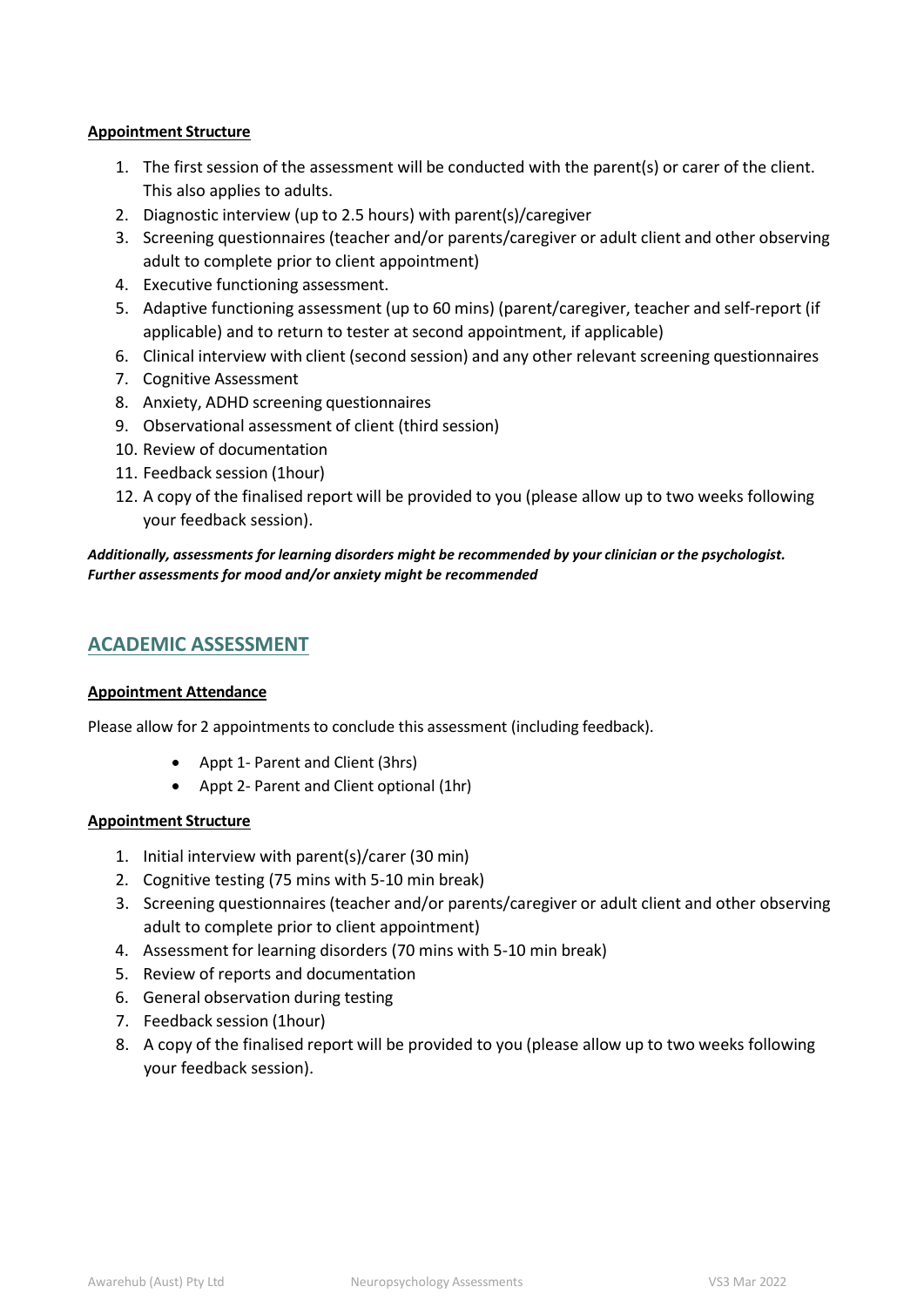**Appointment Structure**

1. The first session of the assessment will be conducted with the parent(s) or carer of the client. This also applies to adults.
2. Diagnostic interview (up to 2.5 hours) with parent(s)/caregiver
3. Screening questionnaires (teacher and/or parents/caregiver or adult client and other observing adult to complete prior to client appointment)
4. Executive functioning assessment.
5. Adaptive functioning assessment (up to 60 mins) (parent/caregiver, teacher and self-report (if applicable) and to return to tester at second appointment, if applicable)
6. Clinical interview with client (second session) and any other relevant screening questionnaires
7. Cognitive Assessment
8. Anxiety, ADHD screening questionnaires
9. Observational assessment of client (third session)
10. Review of documentation
11. Feedback session (1hour)
12. A copy of the finalised report will be provided to you (please allow up to two weeks following your feedback session).

***Additionally, assessments for learning disorders might be recommended by your clinician or the psychologist. Further assessments for mood and/or anxiety might be recommended***

## ACADEMIC ASSESSMENT

**Appointment Attendance**

Please allow for 2 appointments to conclude this assessment (including feedback).

- Appt 1- Parent and Client (3hrs)
- Appt 2- Parent and Client optional (1hr)

**Appointment Structure**

1. Initial interview with parent(s)/carer (30 min)
2. Cognitive testing (75 mins with 5-10 min break)
3. Screening questionnaires (teacher and/or parents/caregiver or adult client and other observing adult to complete prior to client appointment)
4. Assessment for learning disorders (70 mins with 5-10 min break)
5. Review of reports and documentation
6. General observation during testing
7. Feedback session (1hour)
8. A copy of the finalised report will be provided to you (please allow up to two weeks following your feedback session).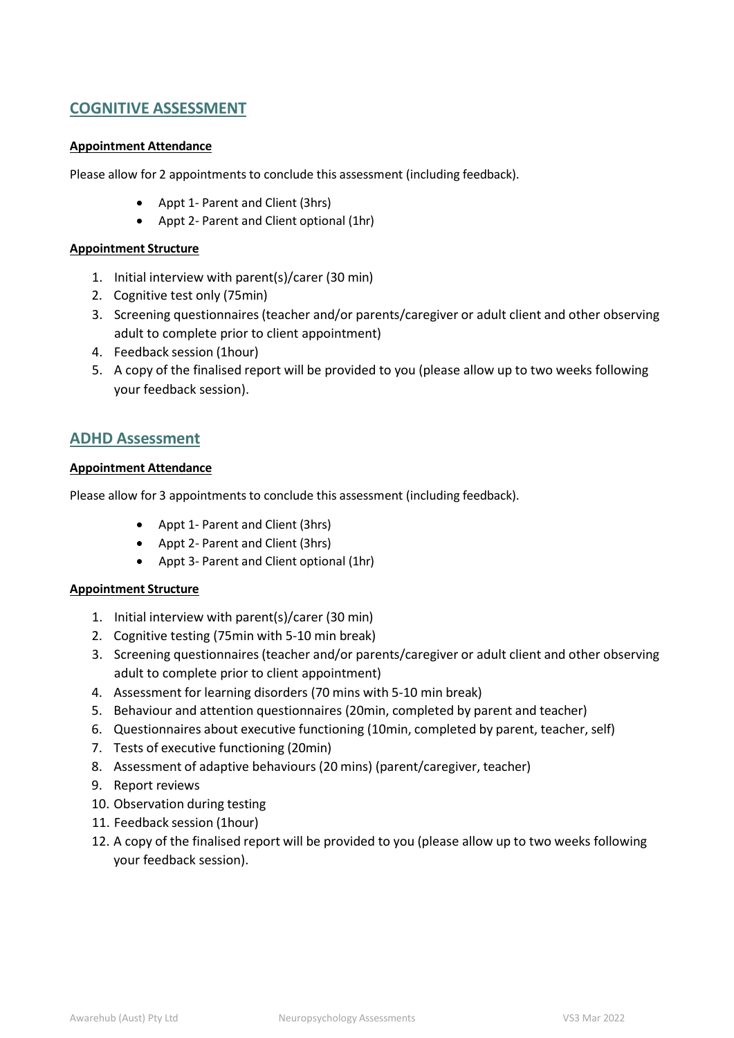## COGNITIVE ASSESSMENT

**Appointment Attendance**

Please allow for 2 appointments to conclude this assessment (including feedback).

- Appt 1- Parent and Client (3hrs)
- Appt 2- Parent and Client optional (1hr)

**Appointment Structure**

1. Initial interview with parent(s)/carer (30 min)
2. Cognitive test only (75min)
3. Screening questionnaires (teacher and/or parents/caregiver or adult client and other observing adult to complete prior to client appointment)
4. Feedback session (1hour)
5. A copy of the finalised report will be provided to you (please allow up to two weeks following your feedback session).

## ADHD Assessment

**Appointment Attendance**

Please allow for 3 appointments to conclude this assessment (including feedback).

- Appt 1- Parent and Client (3hrs)
- Appt 2- Parent and Client (3hrs)
- Appt 3- Parent and Client optional (1hr)

**Appointment Structure**

1. Initial interview with parent(s)/carer (30 min)
2. Cognitive testing (75min with 5-10 min break)
3. Screening questionnaires (teacher and/or parents/caregiver or adult client and other observing adult to complete prior to client appointment)
4. Assessment for learning disorders (70 mins with 5-10 min break)
5. Behaviour and attention questionnaires (20min, completed by parent and teacher)
6. Questionnaires about executive functioning (10min, completed by parent, teacher, self)
7. Tests of executive functioning (20min)
8. Assessment of adaptive behaviours (20 mins) (parent/caregiver, teacher)
9. Report reviews
10. Observation during testing
11. Feedback session (1hour)
12. A copy of the finalised report will be provided to you (please allow up to two weeks following your feedback session).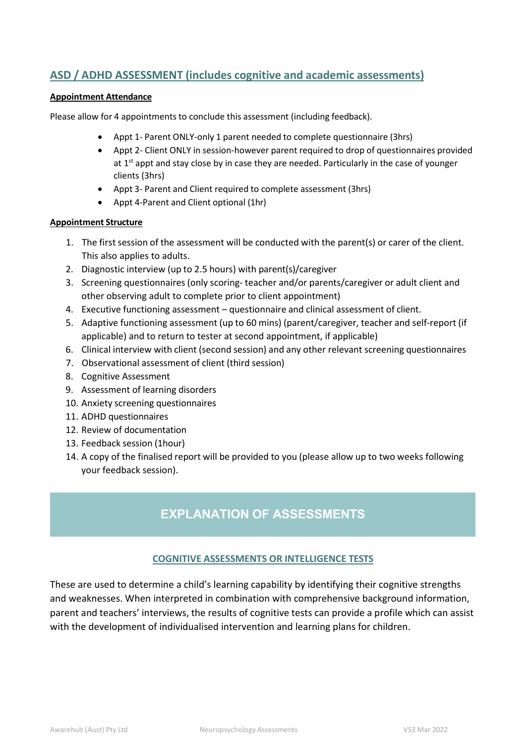## ASD / ADHD ASSESSMENT (includes cognitive and academic assessments)

**Appointment Attendance**

Please allow for 4 appointments to conclude this assessment (including feedback).

- Appt 1- Parent ONLY-only 1 parent needed to complete questionnaire (3hrs)
- Appt 2- Client ONLY in session-however parent required to drop of questionnaires provided at 1st appt and stay close by in case they are needed. Particularly in the case of younger clients (3hrs)
- Appt 3- Parent and Client required to complete assessment (3hrs)
- Appt 4-Parent and Client optional (1hr)

**Appointment Structure**

1. The first session of the assessment will be conducted with the parent(s) or carer of the client. This also applies to adults.
2. Diagnostic interview (up to 2.5 hours) with parent(s)/caregiver
3. Screening questionnaires (only scoring- teacher and/or parents/caregiver or adult client and other observing adult to complete prior to client appointment)
4. Executive functioning assessment – questionnaire and clinical assessment of client.
5. Adaptive functioning assessment (up to 60 mins) (parent/caregiver, teacher and self-report (if applicable) and to return to tester at second appointment, if applicable)
6. Clinical interview with client (second session) and any other relevant screening questionnaires
7. Observational assessment of client (third session)
8. Cognitive Assessment
9. Assessment of learning disorders
10. Anxiety screening questionnaires
11. ADHD questionnaires
12. Review of documentation
13. Feedback session (1hour)
14. A copy of the finalised report will be provided to you (please allow up to two weeks following your feedback session).

# EXPLANATION OF ASSESSMENTS

### COGNITIVE ASSESSMENTS OR INTELLIGENCE TESTS

These are used to determine a child's learning capability by identifying their cognitive strengths and weaknesses. When interpreted in combination with comprehensive background information, parent and teachers' interviews, the results of cognitive tests can provide a profile which can assist with the development of individualised intervention and learning plans for children.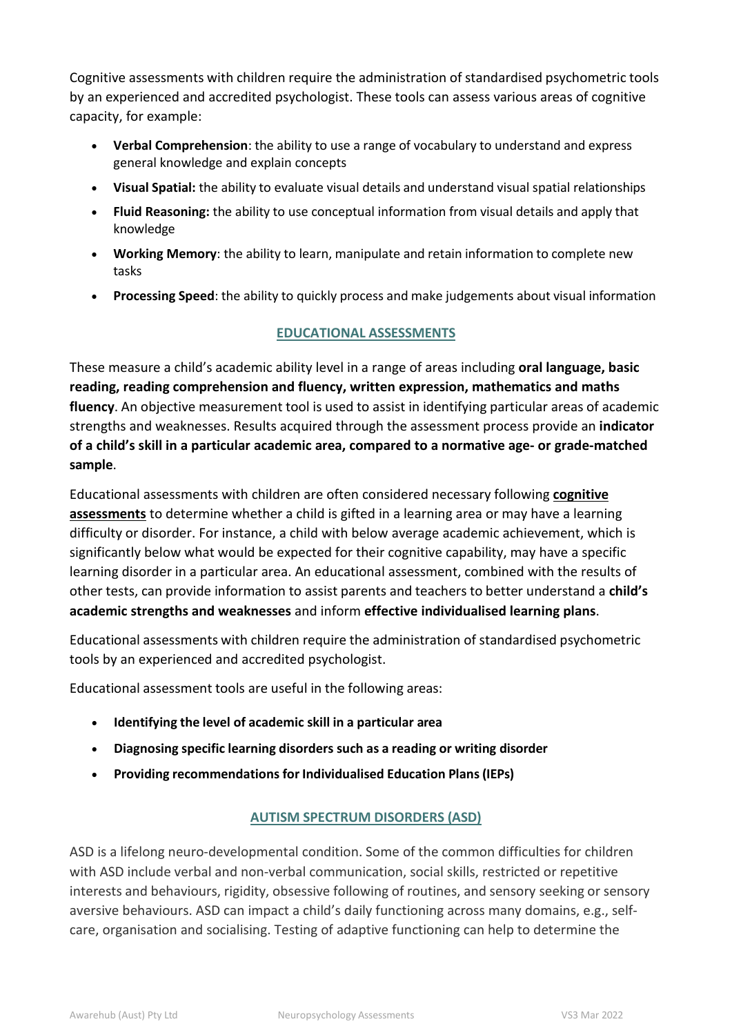Cognitive assessments with children require the administration of standardised psychometric tools by an experienced and accredited psychologist. These tools can assess various areas of cognitive capacity, for example:

- **Verbal Comprehension**: the ability to use a range of vocabulary to understand and express general knowledge and explain concepts
- **Visual Spatial:** the ability to evaluate visual details and understand visual spatial relationships
- **Fluid Reasoning:** the ability to use conceptual information from visual details and apply that knowledge
- **Working Memory**: the ability to learn, manipulate and retain information to complete new tasks
- **Processing Speed**: the ability to quickly process and make judgements about visual information

## EDUCATIONAL ASSESSMENTS

These measure a child's academic ability level in a range of areas including **oral language, basic reading, reading comprehension and fluency, written expression, mathematics and maths fluency**. An objective measurement tool is used to assist in identifying particular areas of academic strengths and weaknesses. Results acquired through the assessment process provide an **indicator of a child's skill in a particular academic area, compared to a normative age- or grade-matched sample**.

Educational assessments with children are often considered necessary following **cognitive assessments** to determine whether a child is gifted in a learning area or may have a learning difficulty or disorder. For instance, a child with below average academic achievement, which is significantly below what would be expected for their cognitive capability, may have a specific learning disorder in a particular area. An educational assessment, combined with the results of other tests, can provide information to assist parents and teachers to better understand a **child's academic strengths and weaknesses** and inform **effective individualised learning plans**.

Educational assessments with children require the administration of standardised psychometric tools by an experienced and accredited psychologist.

Educational assessment tools are useful in the following areas:

- **Identifying the level of academic skill in a particular area**
- **Diagnosing specific learning disorders such as a reading or writing disorder**
- **Providing recommendations for Individualised Education Plans (IEPs)**

## AUTISM SPECTRUM DISORDERS (ASD)

ASD is a lifelong neuro-developmental condition. Some of the common difficulties for children with ASD include verbal and non-verbal communication, social skills, restricted or repetitive interests and behaviours, rigidity, obsessive following of routines, and sensory seeking or sensory aversive behaviours. ASD can impact a child's daily functioning across many domains, e.g., self-care, organisation and socialising. Testing of adaptive functioning can help to determine the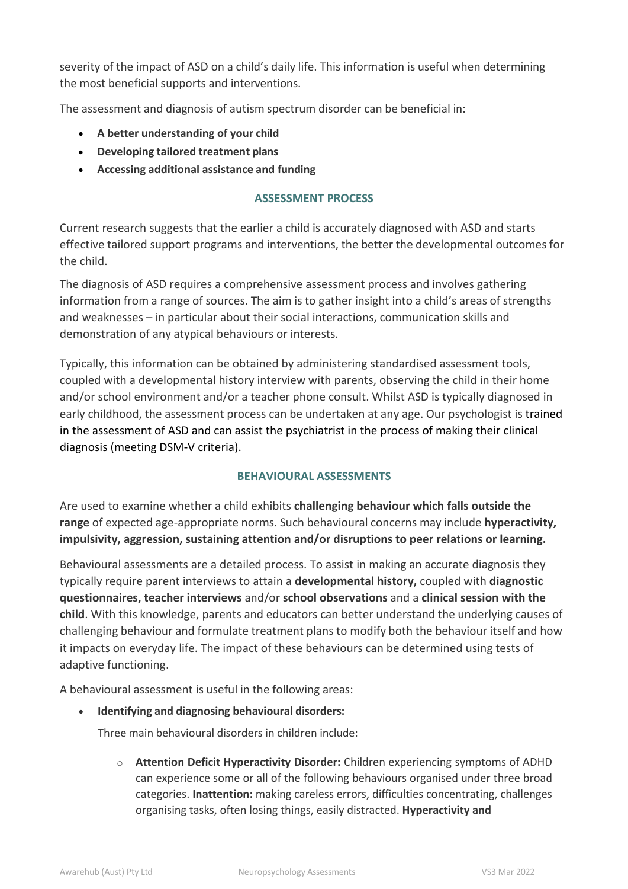severity of the impact of ASD on a child's daily life. This information is useful when determining the most beneficial supports and interventions.

The assessment and diagnosis of autism spectrum disorder can be beneficial in:

- **A better understanding of your child**
- **Developing tailored treatment plans**
- **Accessing additional assistance and funding**

## ASSESSMENT PROCESS

Current research suggests that the earlier a child is accurately diagnosed with ASD and starts effective tailored support programs and interventions, the better the developmental outcomes for the child.

The diagnosis of ASD requires a comprehensive assessment process and involves gathering information from a range of sources. The aim is to gather insight into a child's areas of strengths and weaknesses – in particular about their social interactions, communication skills and demonstration of any atypical behaviours or interests.

Typically, this information can be obtained by administering standardised assessment tools, coupled with a developmental history interview with parents, observing the child in their home and/or school environment and/or a teacher phone consult. Whilst ASD is typically diagnosed in early childhood, the assessment process can be undertaken at any age. Our psychologist is trained in the assessment of ASD and can assist the psychiatrist in the process of making their clinical diagnosis (meeting DSM-V criteria).

## BEHAVIOURAL ASSESSMENTS

Are used to examine whether a child exhibits **challenging behaviour which falls outside the range** of expected age-appropriate norms. Such behavioural concerns may include **hyperactivity, impulsivity, aggression, sustaining attention and/or disruptions to peer relations or learning.**

Behavioural assessments are a detailed process. To assist in making an accurate diagnosis they typically require parent interviews to attain a **developmental history,** coupled with **diagnostic questionnaires, teacher interviews** and/or **school observations** and a **clinical session with the child**. With this knowledge, parents and educators can better understand the underlying causes of challenging behaviour and formulate treatment plans to modify both the behaviour itself and how it impacts on everyday life. The impact of these behaviours can be determined using tests of adaptive functioning.

A behavioural assessment is useful in the following areas:

- **Identifying and diagnosing behavioural disorders:**

  Three main behavioural disorders in children include:

  - **Attention Deficit Hyperactivity Disorder:** Children experiencing symptoms of ADHD can experience some or all of the following behaviours organised under three broad categories. **Inattention:** making careless errors, difficulties concentrating, challenges organising tasks, often losing things, easily distracted. **Hyperactivity and**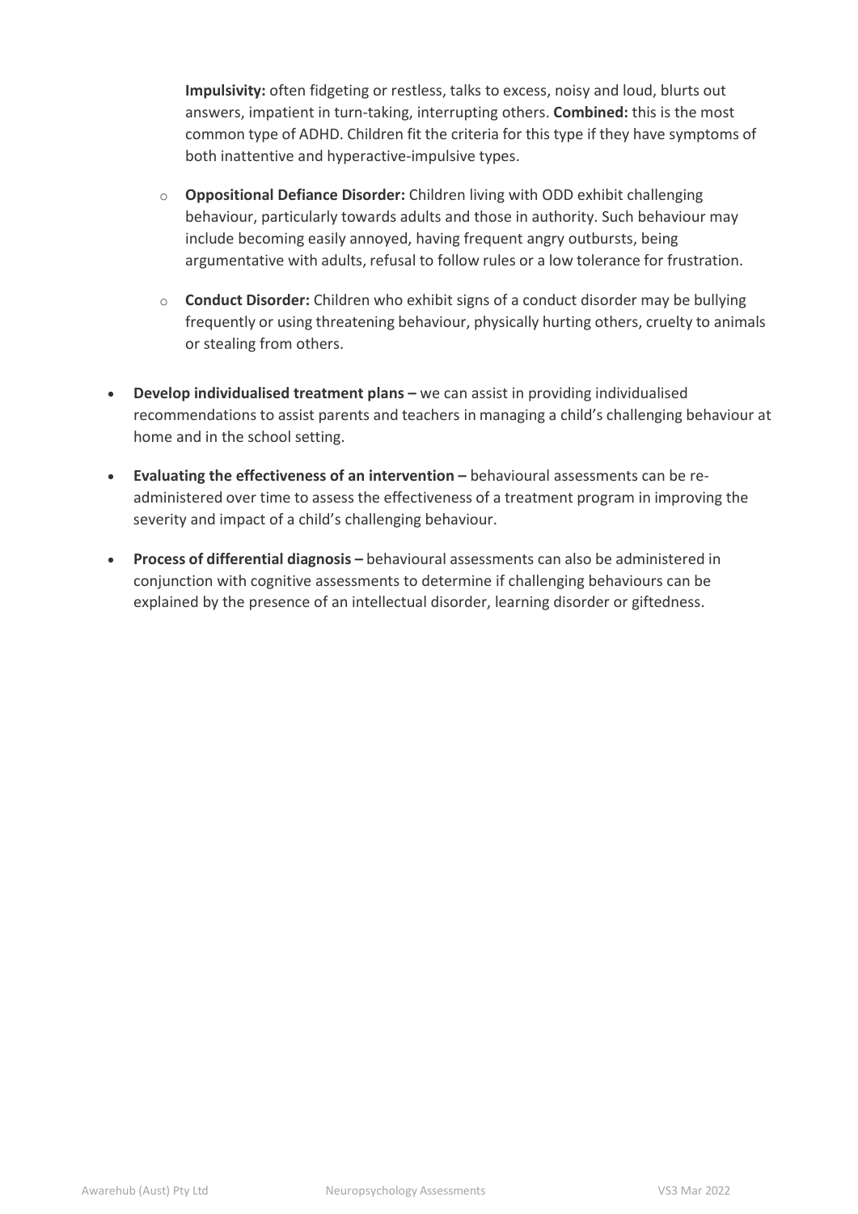**Impulsivity:** often fidgeting or restless, talks to excess, noisy and loud, blurts out answers, impatient in turn-taking, interrupting others. **Combined:** this is the most common type of ADHD. Children fit the criteria for this type if they have symptoms of both inattentive and hyperactive-impulsive types.

    - **Oppositional Defiance Disorder:** Children living with ODD exhibit challenging behaviour, particularly towards adults and those in authority. Such behaviour may include becoming easily annoyed, having frequent angry outbursts, being argumentative with adults, refusal to follow rules or a low tolerance for frustration.

    - **Conduct Disorder:** Children who exhibit signs of a conduct disorder may be bullying frequently or using threatening behaviour, physically hurting others, cruelty to animals or stealing from others.

- **Develop individualised treatment plans –** we can assist in providing individualised recommendations to assist parents and teachers in managing a child's challenging behaviour at home and in the school setting.

- **Evaluating the effectiveness of an intervention –** behavioural assessments can be re-administered over time to assess the effectiveness of a treatment program in improving the severity and impact of a child's challenging behaviour.

- **Process of differential diagnosis –** behavioural assessments can also be administered in conjunction with cognitive assessments to determine if challenging behaviours can be explained by the presence of an intellectual disorder, learning disorder or giftedness.